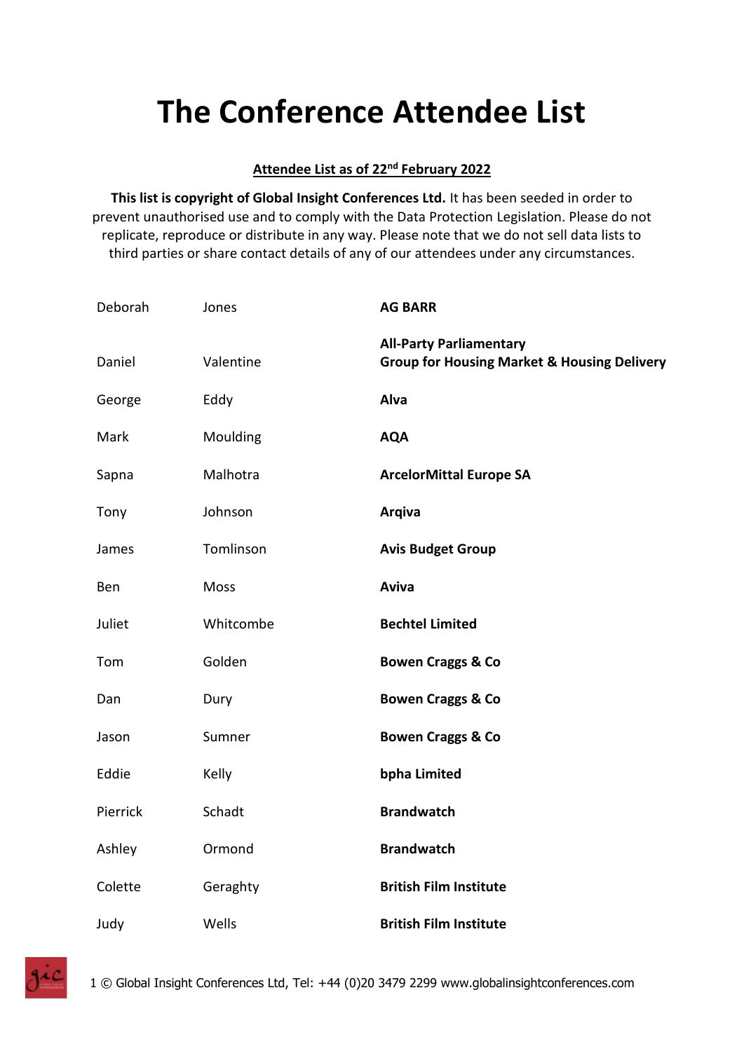# The Conference Attendee List

**Attendee List as of 22nd February 2022**

**This list is copyright of Global Insight Conferences Ltd.** It has been seeded in order to prevent unauthorised use and to comply with the Data Protection Legislation. Please do not replicate, reproduce or distribute in any way. Please note that we do not sell data lists to third parties or share contact details of any of our attendees under any circumstances.

| | | |
|---|---|---|
| Deborah | Jones | **AG BARR** |
| Daniel | Valentine | **All-Party Parliamentary Group for Housing Market & Housing Delivery** |
| George | Eddy | **Alva** |
| Mark | Moulding | **AQA** |
| Sapna | Malhotra | **ArcelorMittal Europe SA** |
| Tony | Johnson | **Arqiva** |
| James | Tomlinson | **Avis Budget Group** |
| Ben | Moss | **Aviva** |
| Juliet | Whitcombe | **Bechtel Limited** |
| Tom | Golden | **Bowen Craggs & Co** |
| Dan | Dury | **Bowen Craggs & Co** |
| Jason | Sumner | **Bowen Craggs & Co** |
| Eddie | Kelly | **bpha Limited** |
| Pierrick | Schadt | **Brandwatch** |
| Ashley | Ormond | **Brandwatch** |
| Colette | Geraghty | **British Film Institute** |
| Judy | Wells | **British Film Institute** |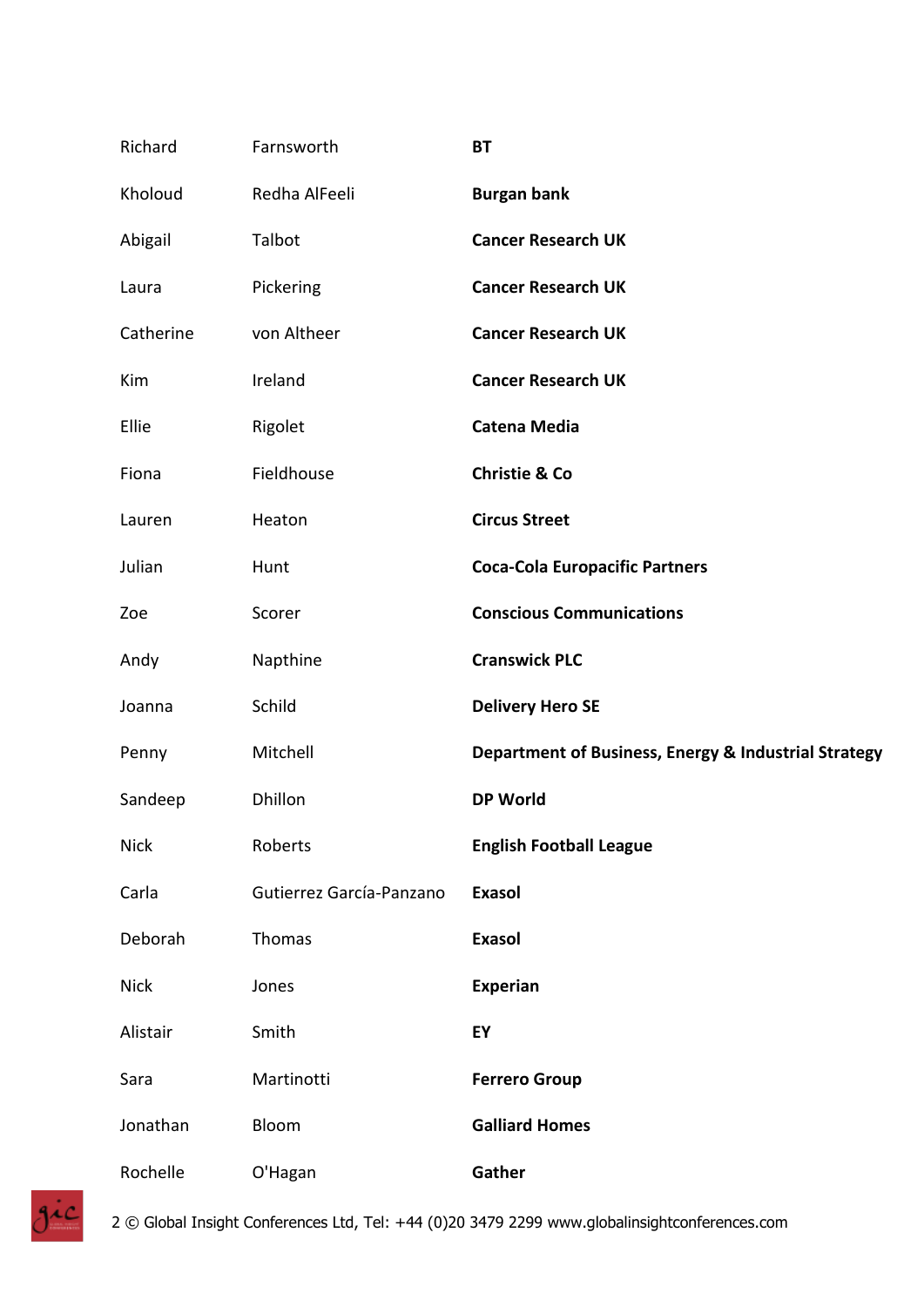| | | |
|---|---|---|
| Richard | Farnsworth | **BT** |
| Kholoud | Redha AlFeeli | **Burgan bank** |
| Abigail | Talbot | **Cancer Research UK** |
| Laura | Pickering | **Cancer Research UK** |
| Catherine | von Altheer | **Cancer Research UK** |
| Kim | Ireland | **Cancer Research UK** |
| Ellie | Rigolet | **Catena Media** |
| Fiona | Fieldhouse | **Christie & Co** |
| Lauren | Heaton | **Circus Street** |
| Julian | Hunt | **Coca-Cola Europacific Partners** |
| Zoe | Scorer | **Conscious Communications** |
| Andy | Napthine | **Cranswick PLC** |
| Joanna | Schild | **Delivery Hero SE** |
| Penny | Mitchell | **Department of Business, Energy & Industrial Strategy** |
| Sandeep | Dhillon | **DP World** |
| Nick | Roberts | **English Football League** |
| Carla | Gutierrez García-Panzano | **Exasol** |
| Deborah | Thomas | **Exasol** |
| Nick | Jones | **Experian** |
| Alistair | Smith | **EY** |
| Sara | Martinotti | **Ferrero Group** |
| Jonathan | Bloom | **Galliard Homes** |
| Rochelle | O'Hagan | **Gather** |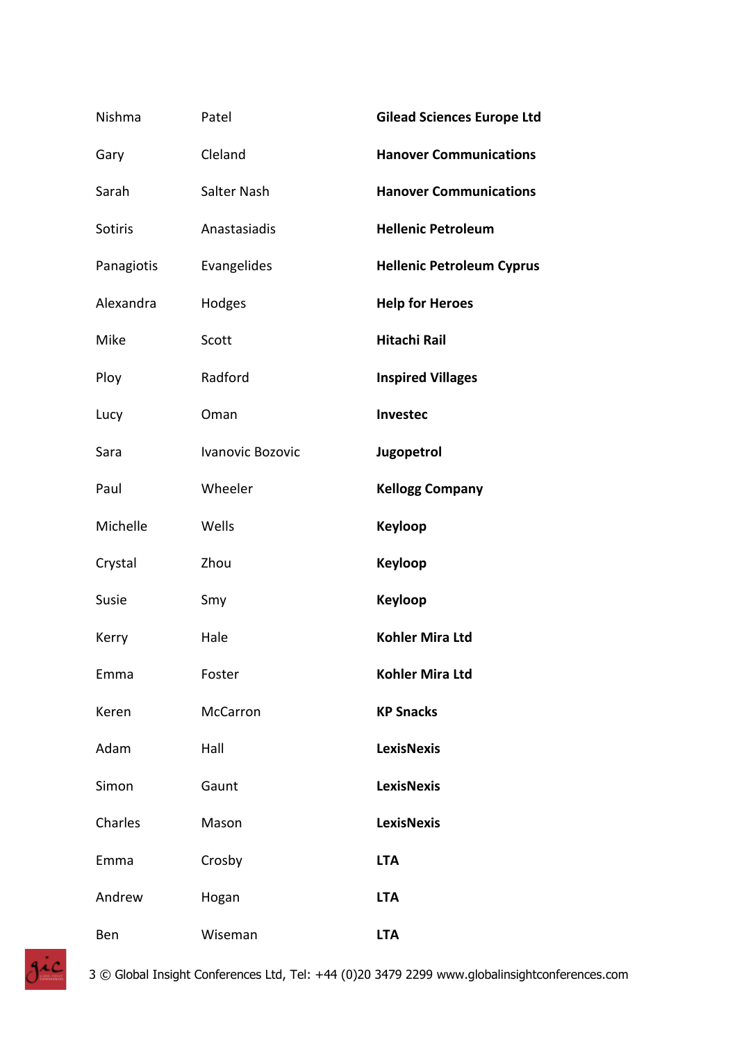| | | |
|---|---|---|
| Nishma | Patel | **Gilead Sciences Europe Ltd** |
| Gary | Cleland | **Hanover Communications** |
| Sarah | Salter Nash | **Hanover Communications** |
| Sotiris | Anastasiadis | **Hellenic Petroleum** |
| Panagiotis | Evangelides | **Hellenic Petroleum Cyprus** |
| Alexandra | Hodges | **Help for Heroes** |
| Mike | Scott | **Hitachi Rail** |
| Ploy | Radford | **Inspired Villages** |
| Lucy | Oman | **Investec** |
| Sara | Ivanovic Bozovic | **Jugopetrol** |
| Paul | Wheeler | **Kellogg Company** |
| Michelle | Wells | **Keyloop** |
| Crystal | Zhou | **Keyloop** |
| Susie | Smy | **Keyloop** |
| Kerry | Hale | **Kohler Mira Ltd** |
| Emma | Foster | **Kohler Mira Ltd** |
| Keren | McCarron | **KP Snacks** |
| Adam | Hall | **LexisNexis** |
| Simon | Gaunt | **LexisNexis** |
| Charles | Mason | **LexisNexis** |
| Emma | Crosby | **LTA** |
| Andrew | Hogan | **LTA** |
| Ben | Wiseman | **LTA** |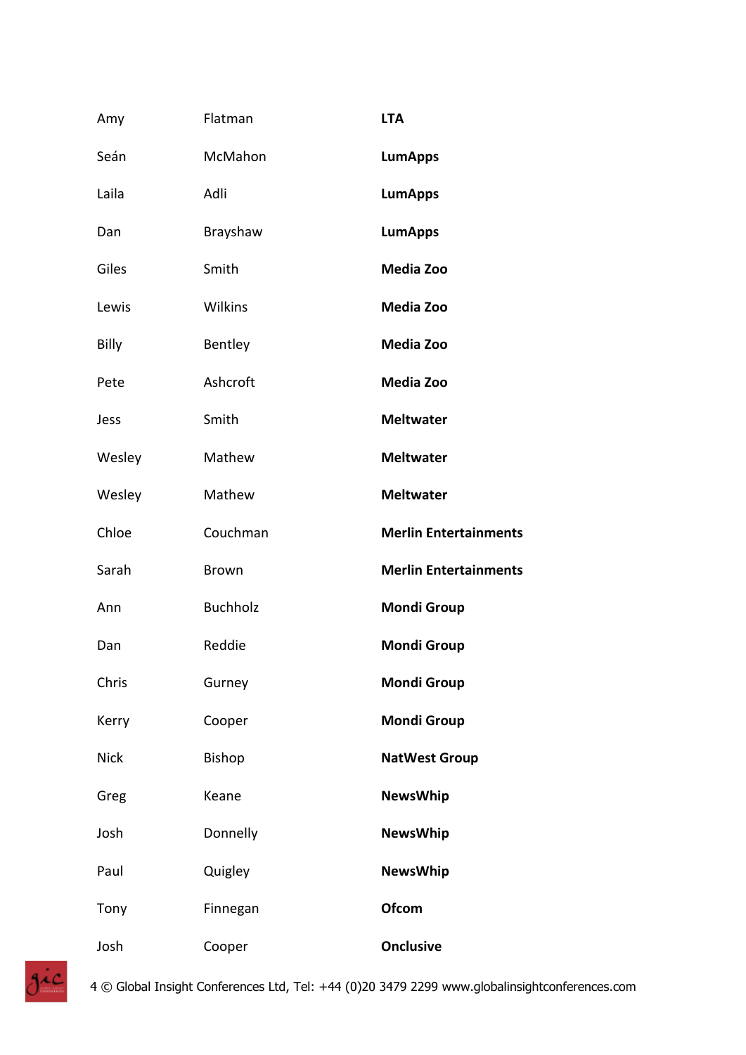| | | |
|---|---|---|
| Amy | Flatman | **LTA** |
| Seán | McMahon | **LumApps** |
| Laila | Adli | **LumApps** |
| Dan | Brayshaw | **LumApps** |
| Giles | Smith | **Media Zoo** |
| Lewis | Wilkins | **Media Zoo** |
| Billy | Bentley | **Media Zoo** |
| Pete | Ashcroft | **Media Zoo** |
| Jess | Smith | **Meltwater** |
| Wesley | Mathew | **Meltwater** |
| Wesley | Mathew | **Meltwater** |
| Chloe | Couchman | **Merlin Entertainments** |
| Sarah | Brown | **Merlin Entertainments** |
| Ann | Buchholz | **Mondi Group** |
| Dan | Reddie | **Mondi Group** |
| Chris | Gurney | **Mondi Group** |
| Kerry | Cooper | **Mondi Group** |
| Nick | Bishop | **NatWest Group** |
| Greg | Keane | **NewsWhip** |
| Josh | Donnelly | **NewsWhip** |
| Paul | Quigley | **NewsWhip** |
| Tony | Finnegan | **Ofcom** |
| Josh | Cooper | **Onclusive** |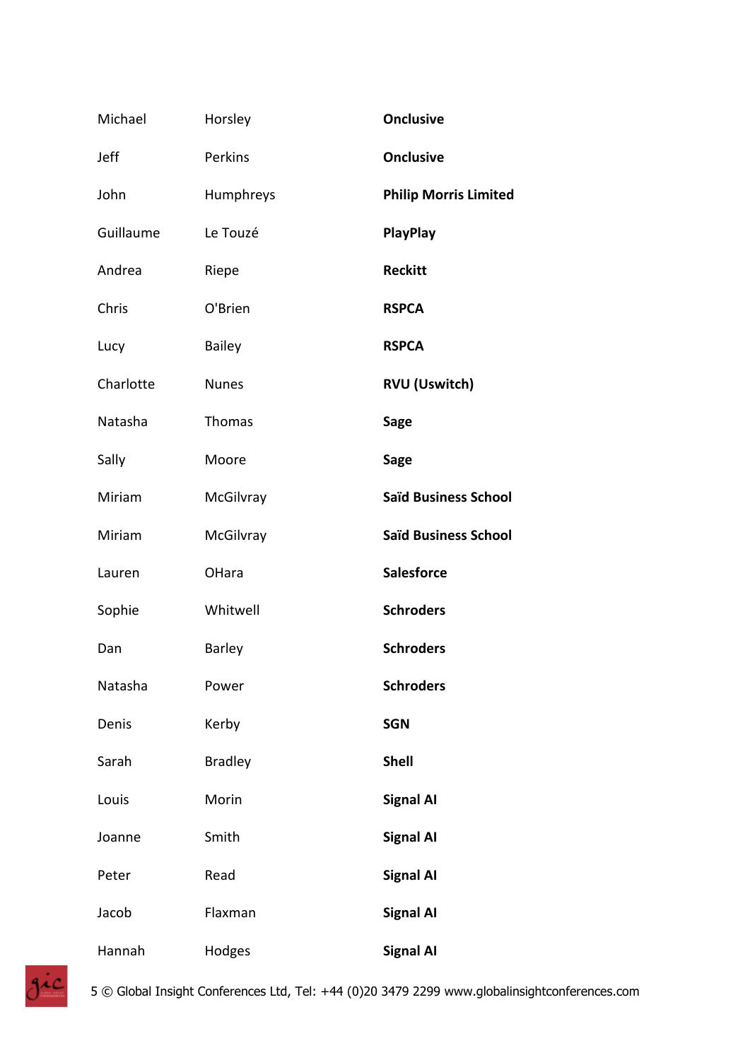| | | |
|---|---|---|
| Michael | Horsley | **Onclusive** |
| Jeff | Perkins | **Onclusive** |
| John | Humphreys | **Philip Morris Limited** |
| Guillaume | Le Touzé | **PlayPlay** |
| Andrea | Riepe | **Reckitt** |
| Chris | O'Brien | **RSPCA** |
| Lucy | Bailey | **RSPCA** |
| Charlotte | Nunes | **RVU (Uswitch)** |
| Natasha | Thomas | **Sage** |
| Sally | Moore | **Sage** |
| Miriam | McGilvray | **Saïd Business School** |
| Miriam | McGilvray | **Saïd Business School** |
| Lauren | OHara | **Salesforce** |
| Sophie | Whitwell | **Schroders** |
| Dan | Barley | **Schroders** |
| Natasha | Power | **Schroders** |
| Denis | Kerby | **SGN** |
| Sarah | Bradley | **Shell** |
| Louis | Morin | **Signal AI** |
| Joanne | Smith | **Signal AI** |
| Peter | Read | **Signal AI** |
| Jacob | Flaxman | **Signal AI** |
| Hannah | Hodges | **Signal AI** |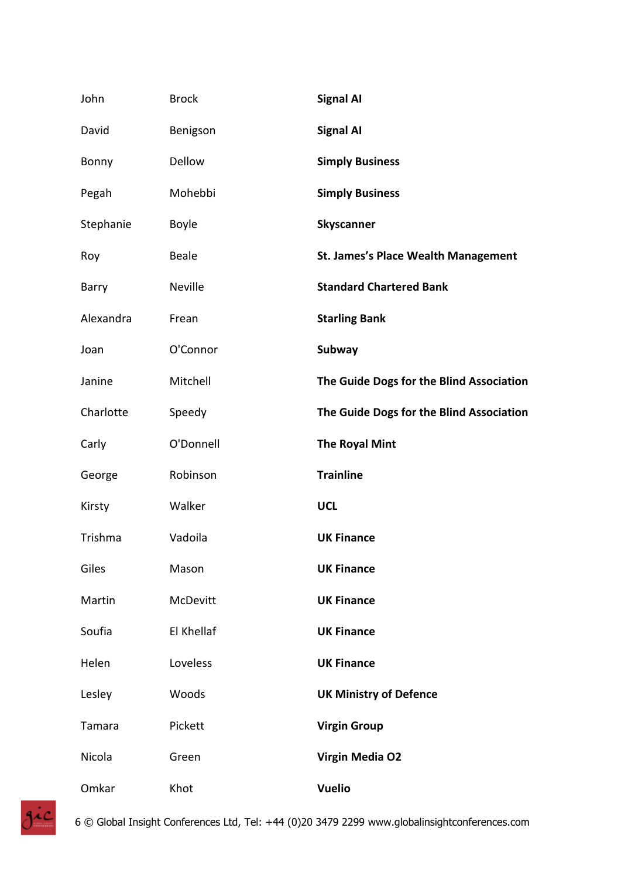| | | |
|---|---|---|
| John | Brock | **Signal AI** |
| David | Benigson | **Signal AI** |
| Bonny | Dellow | **Simply Business** |
| Pegah | Mohebbi | **Simply Business** |
| Stephanie | Boyle | **Skyscanner** |
| Roy | Beale | **St. James's Place Wealth Management** |
| Barry | Neville | **Standard Chartered Bank** |
| Alexandra | Frean | **Starling Bank** |
| Joan | O'Connor | **Subway** |
| Janine | Mitchell | **The Guide Dogs for the Blind Association** |
| Charlotte | Speedy | **The Guide Dogs for the Blind Association** |
| Carly | O'Donnell | **The Royal Mint** |
| George | Robinson | **Trainline** |
| Kirsty | Walker | **UCL** |
| Trishma | Vadoila | **UK Finance** |
| Giles | Mason | **UK Finance** |
| Martin | McDevitt | **UK Finance** |
| Soufia | El Khellaf | **UK Finance** |
| Helen | Loveless | **UK Finance** |
| Lesley | Woods | **UK Ministry of Defence** |
| Tamara | Pickett | **Virgin Group** |
| Nicola | Green | **Virgin Media O2** |
| Omkar | Khot | **Vuelio** |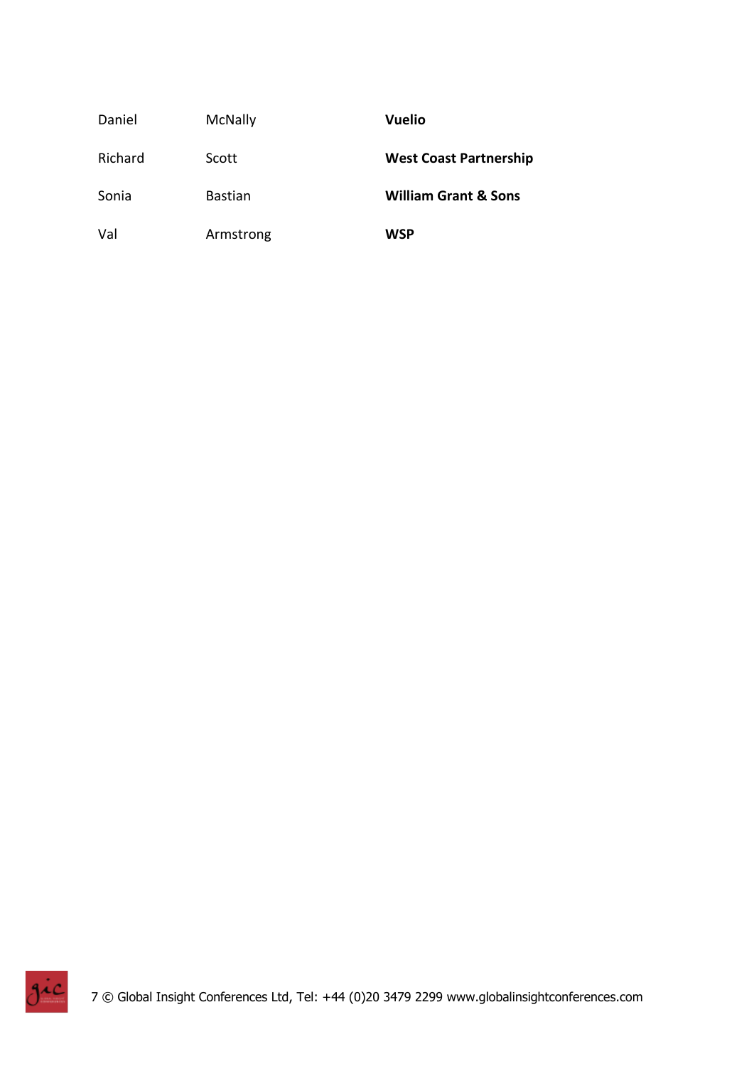| | | |
|---|---|---|
| Daniel | McNally | **Vuelio** |
| Richard | Scott | **West Coast Partnership** |
| Sonia | Bastian | **William Grant & Sons** |
| Val | Armstrong | **WSP** |